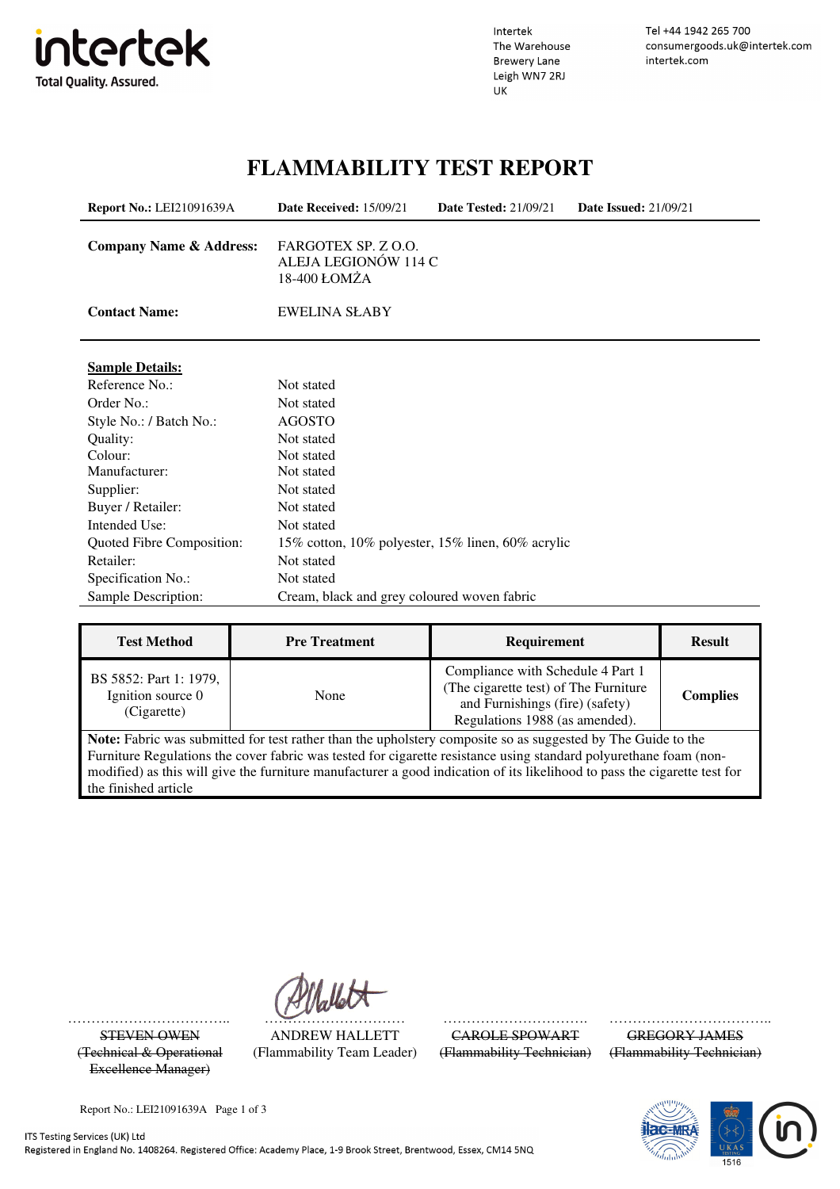Intertek
The Warehouse
Brewery Lane
Leigh WN7 2RJ
UK

Tel +44 1942 265 700
consumergoods.uk@intertek.com
intertek.com

# FLAMMABILITY TEST REPORT

**Report No.:** LEI21091639A **Date Received:** 15/09/21 **Date Tested:** 21/09/21 **Date Issued:** 21/09/21

**Company Name & Address:** FARGOTEX SP. Z O.O.
ALEJA LEGIONÓW 114 C
18-400 ŁOMŻA

**Contact Name:** EWELINA SŁABY

**Sample Details:**

| | |
|---|---|
| Reference No.: | Not stated |
| Order No.: | Not stated |
| Style No.: / Batch No.: | AGOSTO |
| Quality: | Not stated |
| Colour: | Not stated |
| Manufacturer: | Not stated |
| Supplier: | Not stated |
| Buyer / Retailer: | Not stated |
| Intended Use: | Not stated |
| Quoted Fibre Composition: | 15% cotton, 10% polyester, 15% linen, 60% acrylic |
| Retailer: | Not stated |
| Specification No.: | Not stated |
| Sample Description: | Cream, black and grey coloured woven fabric |

| Test Method | Pre Treatment | Requirement | Result |
|---|---|---|---|
| BS 5852: Part 1: 1979, Ignition source 0 (Cigarette) | None | Compliance with Schedule 4 Part 1 (The cigarette test) of The Furniture and Furnishings (fire) (safety) Regulations 1988 (as amended). | **Complies** |

**Note:** Fabric was submitted for test rather than the upholstery composite so as suggested by The Guide to the Furniture Regulations the cover fabric was tested for cigarette resistance using standard polyurethane foam (non-modified) as this will give the furniture manufacturer a good indication of its likelihood to pass the cigarette test for the finished article

~~STEVEN OWEN (Technical & Operational Excellence Manager)~~

ANDREW HALLETT (Flammability Team Leader)

~~CAROLE SPOWART (Flammability Technician)~~

~~GREGORY JAMES (Flammability Technician)~~

Report No.: LEI21091639A

ITS Testing Services (UK) Ltd
Registered in England No. 1408264. Registered Office: Academy Place, 1-9 Brook Street, Brentwood, Essex, CM14 5NQ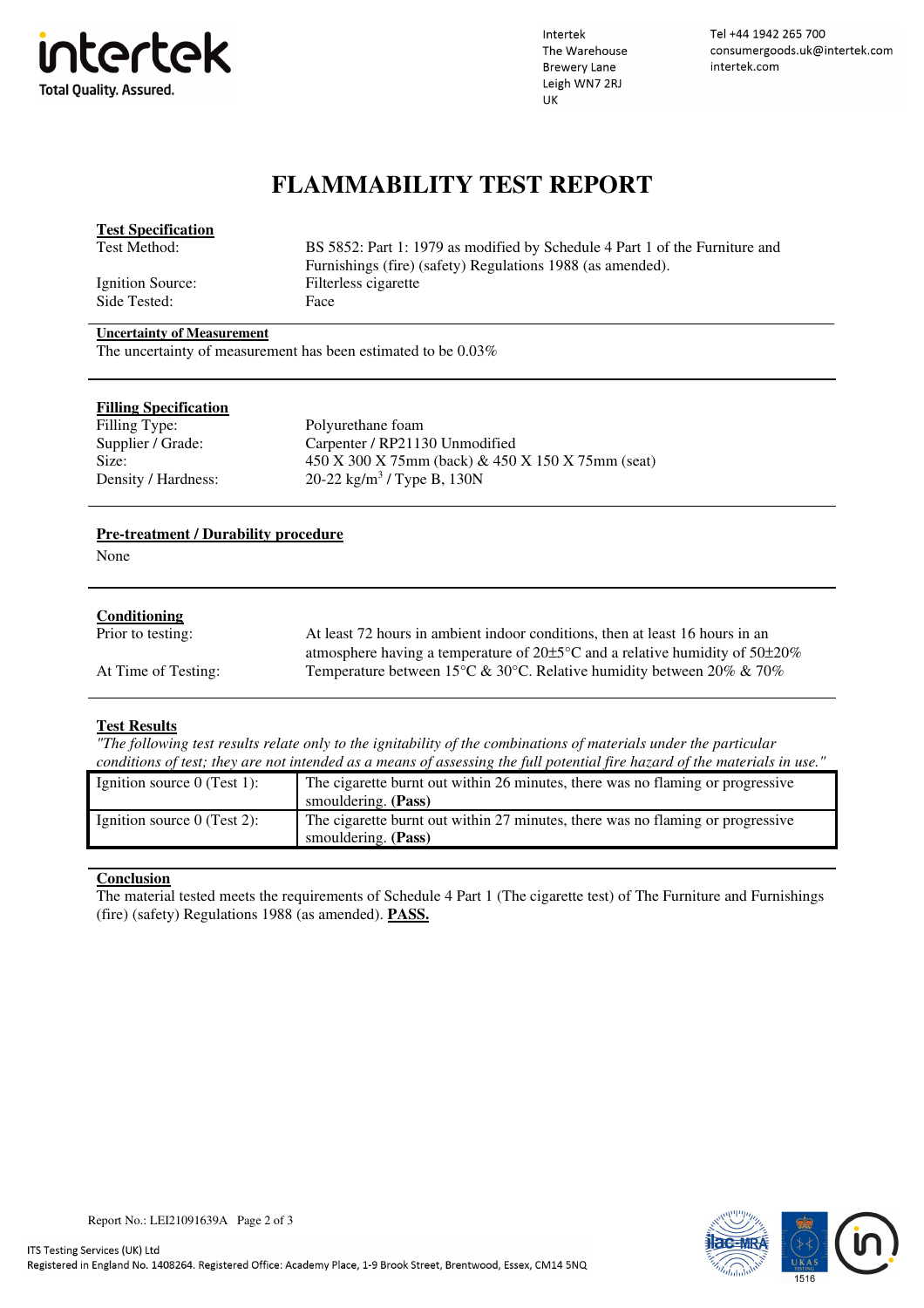Intertek
The Warehouse
Brewery Lane
Leigh WN7 2RJ
UK

Tel +44 1942 265 700
consumergoods.uk@intertek.com
intertek.com

# FLAMMABILITY TEST REPORT

**Test Specification**

| | |
|---|---|
| Test Method: | BS 5852: Part 1: 1979 as modified by Schedule 4 Part 1 of the Furniture and Furnishings (fire) (safety) Regulations 1988 (as amended). |
| Ignition Source: | Filterless cigarette |
| Side Tested: | Face |

**Uncertainty of Measurement**

The uncertainty of measurement has been estimated to be 0.03%

**Filling Specification**

| | |
|---|---|
| Filling Type: | Polyurethane foam |
| Supplier / Grade: | Carpenter / RP21130 Unmodified |
| Size: | 450 X 300 X 75mm (back) & 450 X 150 X 75mm (seat) |
| Density / Hardness: | 20-22 kg/m$^3$ / Type B, 130N |

**Pre-treatment / Durability procedure**

None

**Conditioning**

| | |
|---|---|
| Prior to testing: | At least 72 hours in ambient indoor conditions, then at least 16 hours in an atmosphere having a temperature of 20±5°C and a relative humidity of 50±20% |
| At Time of Testing: | Temperature between 15°C & 30°C. Relative humidity between 20% & 70% |

**Test Results**

*"The following test results relate only to the ignitability of the combinations of materials under the particular conditions of test; they are not intended as a means of assessing the full potential fire hazard of the materials in use."*

| | |
|---|---|
| Ignition source 0 (Test 1): | The cigarette burnt out within 26 minutes, there was no flaming or progressive smouldering. **(Pass)** |
| Ignition source 0 (Test 2): | The cigarette burnt out within 27 minutes, there was no flaming or progressive smouldering. **(Pass)** |

**Conclusion**

The material tested meets the requirements of Schedule 4 Part 1 (The cigarette test) of The Furniture and Furnishings (fire) (safety) Regulations 1988 (as amended). **PASS.**

Report No.: LEI21091639A

ITS Testing Services (UK) Ltd
Registered in England No. 1408264. Registered Office: Academy Place, 1-9 Brook Street, Brentwood, Essex, CM14 5NQ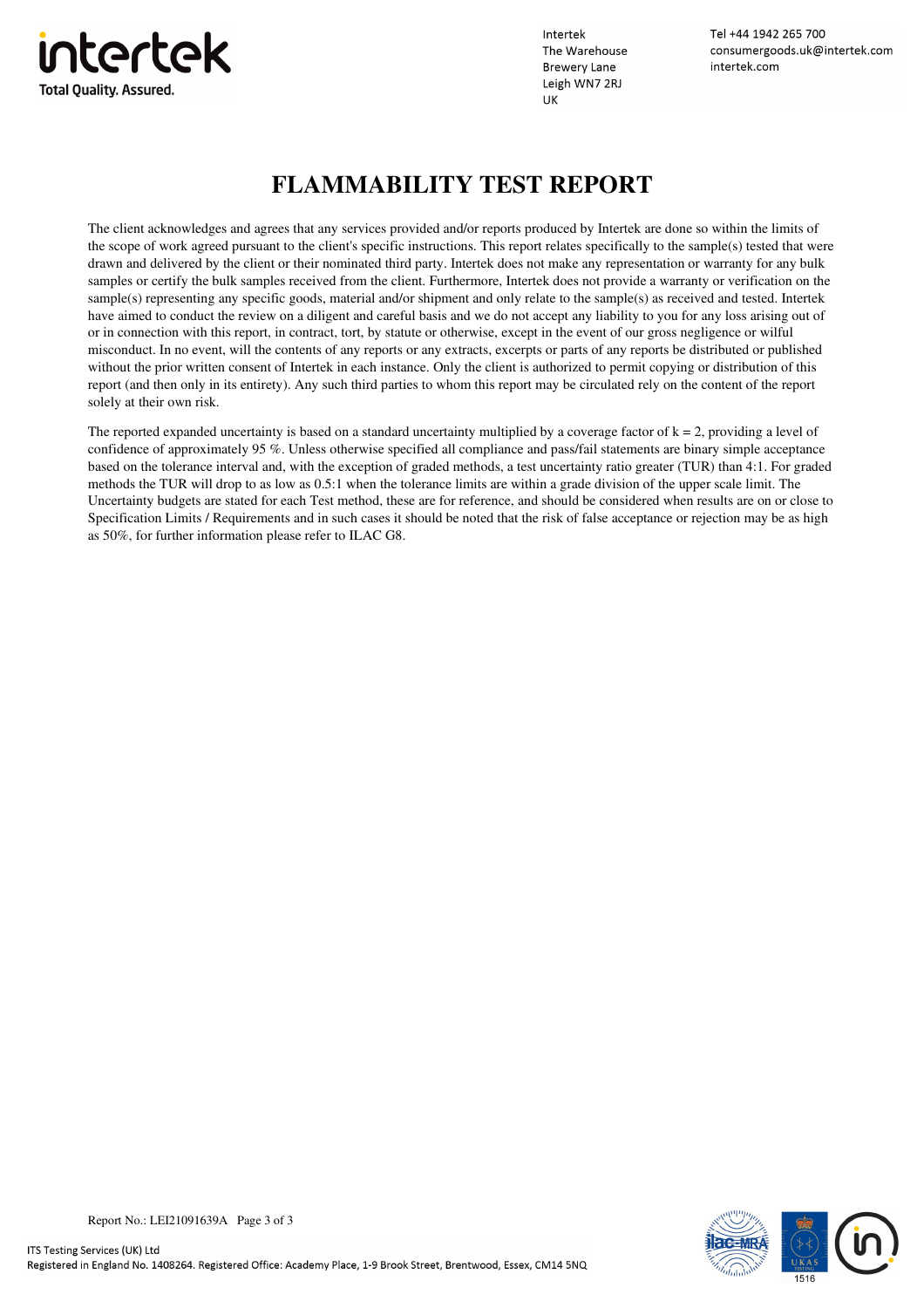# FLAMMABILITY TEST REPORT

The client acknowledges and agrees that any services provided and/or reports produced by Intertek are done so within the limits of the scope of work agreed pursuant to the client's specific instructions. This report relates specifically to the sample(s) tested that were drawn and delivered by the client or their nominated third party. Intertek does not make any representation or warranty for any bulk samples or certify the bulk samples received from the client. Furthermore, Intertek does not provide a warranty or verification on the sample(s) representing any specific goods, material and/or shipment and only relate to the sample(s) as received and tested. Intertek have aimed to conduct the review on a diligent and careful basis and we do not accept any liability to you for any loss arising out of or in connection with this report, in contract, tort, by statute or otherwise, except in the event of our gross negligence or wilful misconduct. In no event, will the contents of any reports or any extracts, excerpts or parts of any reports be distributed or published without the prior written consent of Intertek in each instance. Only the client is authorized to permit copying or distribution of this report (and then only in its entirety). Any such third parties to whom this report may be circulated rely on the content of the report solely at their own risk.

The reported expanded uncertainty is based on a standard uncertainty multiplied by a coverage factor of $k = 2$, providing a level of confidence of approximately 95 %. Unless otherwise specified all compliance and pass/fail statements are binary simple acceptance based on the tolerance interval and, with the exception of graded methods, a test uncertainty ratio greater (TUR) than 4:1. For graded methods the TUR will drop to as low as 0.5:1 when the tolerance limits are within a grade division of the upper scale limit. The Uncertainty budgets are stated for each Test method, these are for reference, and should be considered when results are on or close to Specification Limits / Requirements and in such cases it should be noted that the risk of false acceptance or rejection may be as high as 50%, for further information please refer to ILAC G8.